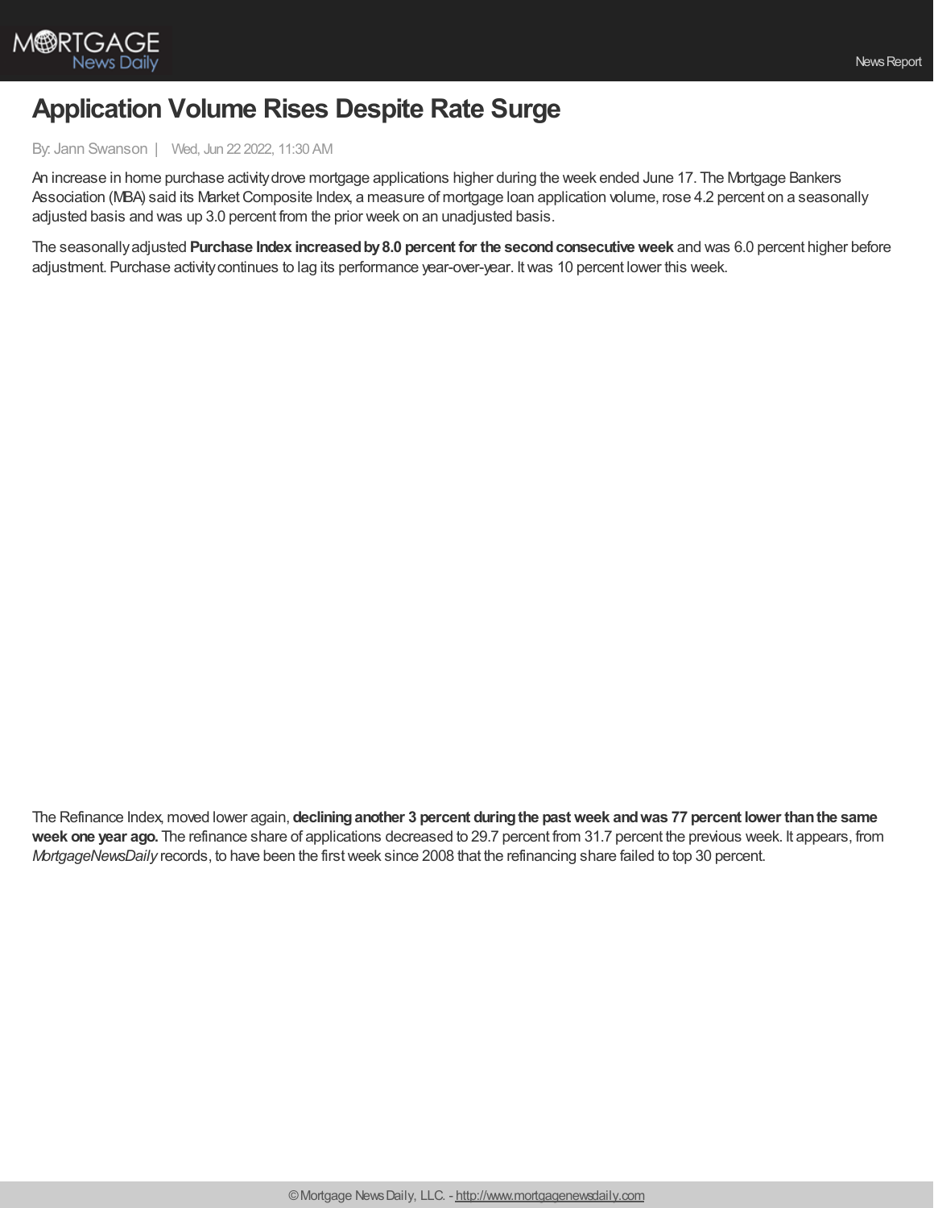# Application Volume Rises Despite Rate Surge

By: Jann Swanson | Wed, Jun 22 2022, 11:30 AM

An increase in home purchase activity drove mortgage applications higher during the week ended June 17. The Mortgage Bankers Association (MBA) said its Market Composite Index, a measure of mortgage loan application volume, rose 4.2 percent on a seasonally adjusted basis and was up 3.0 percent from the prior week on an unadjusted basis.

The seasonally adjusted **Purchase Index increased by 8.0 percent for the second consecutive week** and was 6.0 percent higher before adjustment. Purchase activity continues to lag its performance year-over-year. It was 10 percent lower this week.

The Refinance Index, moved lower again, **declining another 3 percent during the past week and was 77 percent lower than the same week one year ago.** The refinance share of applications decreased to 29.7 percent from 31.7 percent the previous week. It appears, from *MortgageNewsDaily* records, to have been the first week since 2008 that the refinancing share failed to top 30 percent.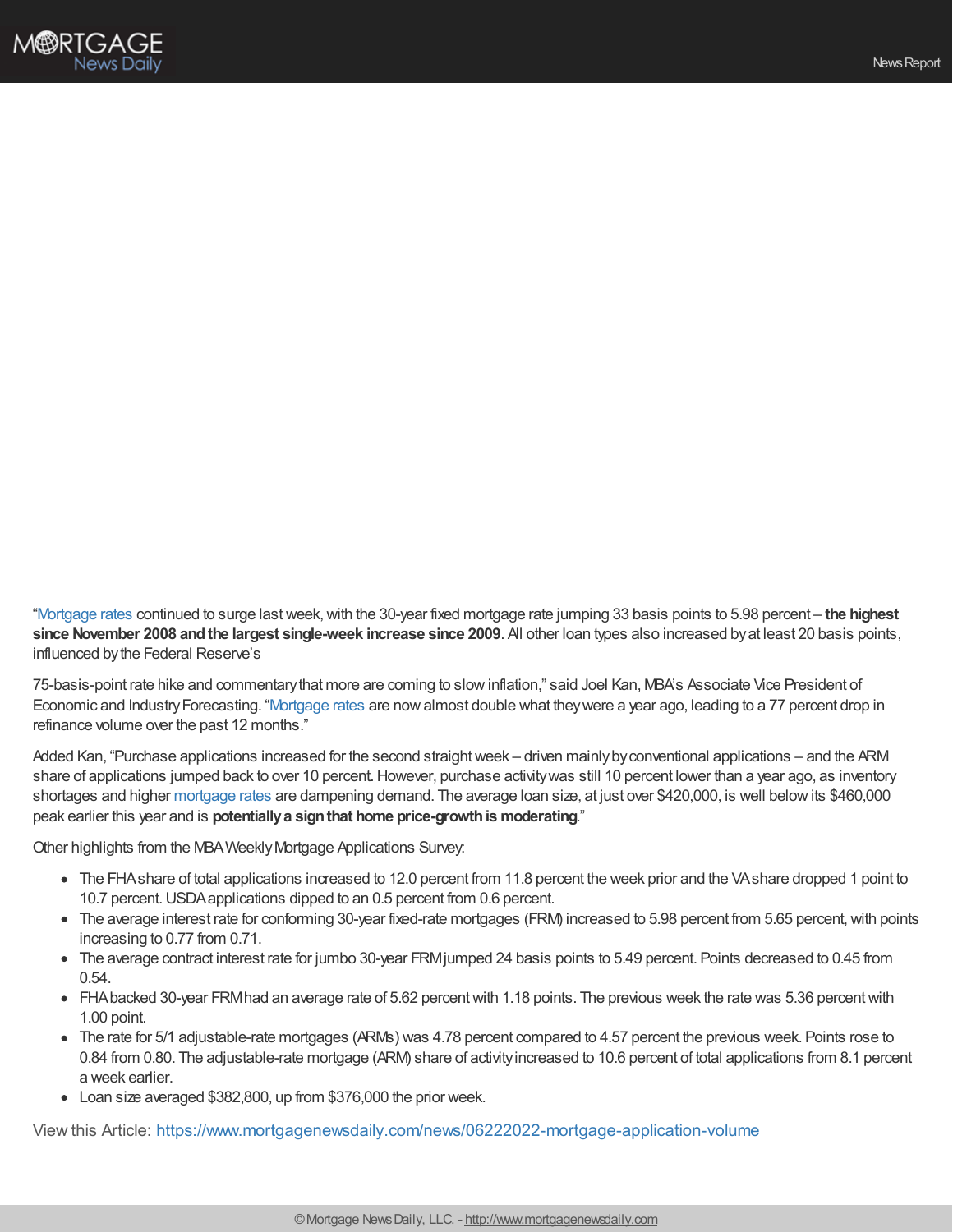"Mortgage rates continued to surge last week, with the 30-year fixed mortgage rate jumping 33 basis points to 5.98 percent – **the highest since November 2008 and the largest single-week increase since 2009**. All other loan types also increased by at least 20 basis points, influenced by the Federal Reserve's

75-basis-point rate hike and commentary that more are coming to slow inflation," said Joel Kan, MBA's Associate Vice President of Economic and Industry Forecasting. "Mortgage rates are now almost double what they were a year ago, leading to a 77 percent drop in refinance volume over the past 12 months."

Added Kan, "Purchase applications increased for the second straight week – driven mainly by conventional applications – and the ARM share of applications jumped back to over 10 percent. However, purchase activity was still 10 percent lower than a year ago, as inventory shortages and higher mortgage rates are dampening demand. The average loan size, at just over $420,000, is well below its $460,000 peak earlier this year and is **potentially a sign that home price-growth is moderating**."

Other highlights from the MBA Weekly Mortgage Applications Survey:

- The FHA share of total applications increased to 12.0 percent from 11.8 percent the week prior and the VA share dropped 1 point to 10.7 percent. USDA applications dipped to an 0.5 percent from 0.6 percent.
- The average interest rate for conforming 30-year fixed-rate mortgages (FRM) increased to 5.98 percent from 5.65 percent, with points increasing to 0.77 from 0.71.
- The average contract interest rate for jumbo 30-year FRM jumped 24 basis points to 5.49 percent. Points decreased to 0.45 from 0.54.
- FHA backed 30-year FRM had an average rate of 5.62 percent with 1.18 points. The previous week the rate was 5.36 percent with 1.00 point.
- The rate for 5/1 adjustable-rate mortgages (ARMs) was 4.78 percent compared to 4.57 percent the previous week. Points rose to 0.84 from 0.80. The adjustable-rate mortgage (ARM) share of activity increased to 10.6 percent of total applications from 8.1 percent a week earlier.
- Loan size averaged $382,800, up from $376,000 the prior week.

View this Article: https://www.mortgagenewsdaily.com/news/06222022-mortgage-application-volume